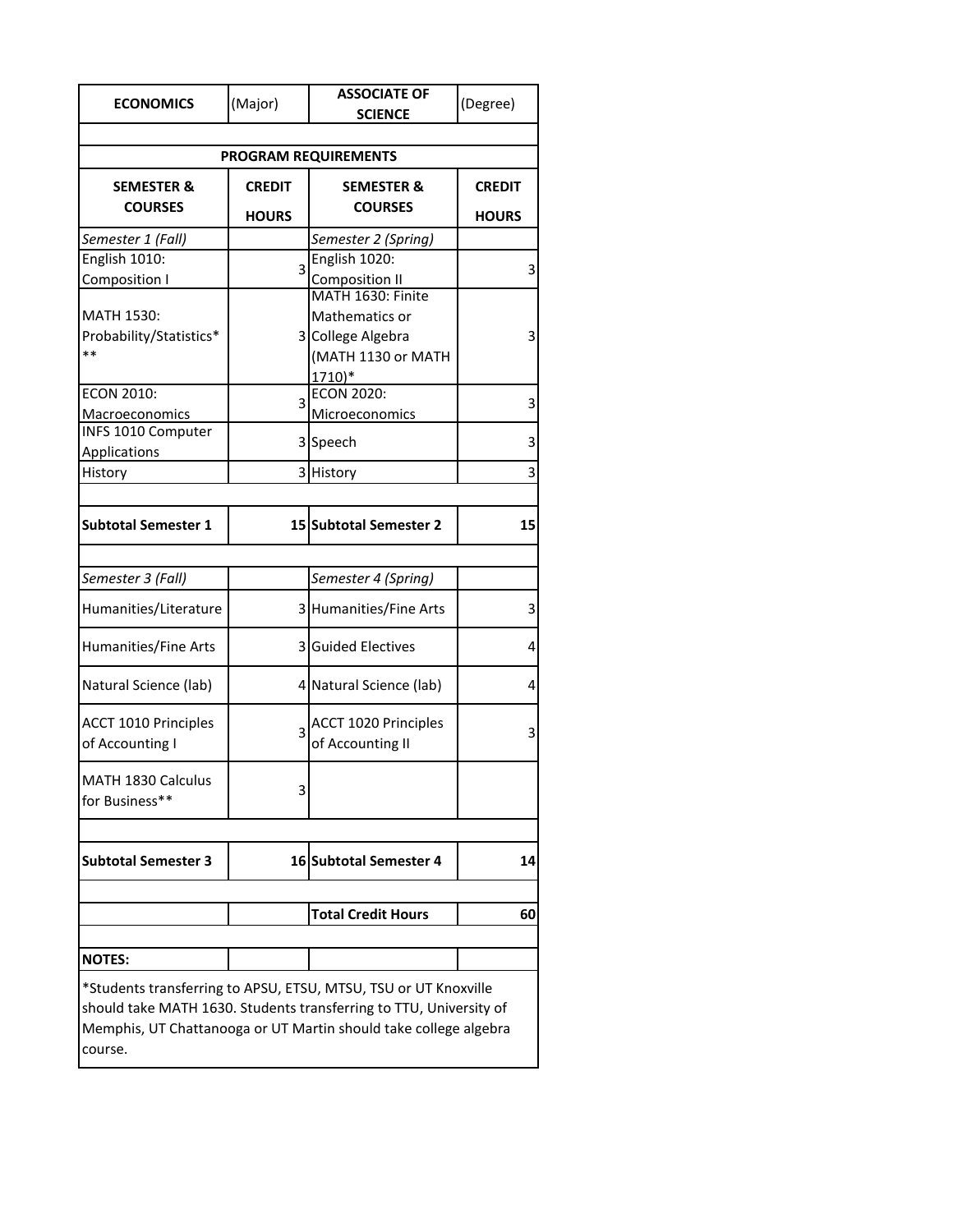| ECONOMICS | (Major) | ASSOCIATE OF SCIENCE | (Degree) |
|---|---|---|---|
| | | | |
| **PROGRAM REQUIREMENTS** | | | |
| **SEMESTER & COURSES** | **CREDIT HOURS** | **SEMESTER & COURSES** | **CREDIT HOURS** |
| *Semester 1 (Fall)* | | *Semester 2 (Spring)* | |
| English 1010: Composition I | 3 | English 1020: Composition II | 3 |
| MATH 1530: Probability/Statistics*** | 3 | MATH 1630: Finite Mathematics or College Algebra (MATH 1130 or MATH 1710)* | 3 |
| ECON 2010: Macroeconomics | 3 | ECON 2020: Microeconomics | 3 |
| INFS 1010 Computer Applications | 3 | Speech | 3 |
| History | 3 | History | 3 |
| | | | |
| **Subtotal Semester 1** | **15** | **Subtotal Semester 2** | **15** |
| | | | |
| *Semester 3 (Fall)* | | *Semester 4 (Spring)* | |
| Humanities/Literature | 3 | Humanities/Fine Arts | 3 |
| Humanities/Fine Arts | 3 | Guided Electives | 4 |
| Natural Science (lab) | 4 | Natural Science (lab) | 4 |
| ACCT 1010 Principles of Accounting I | 3 | ACCT 1020 Principles of Accounting II | 3 |
| MATH 1830 Calculus for Business** | 3 | | |
| | | | |
| **Subtotal Semester 3** | **16** | **Subtotal Semester 4** | **14** |
| | | | |
| | | **Total Credit Hours** | **60** |

**NOTES:**

*Students transferring to APSU, ETSU, MTSU, TSU or UT Knoxville should take MATH 1630. Students transferring to TTU, University of Memphis, UT Chattanooga or UT Martin should take college algebra course.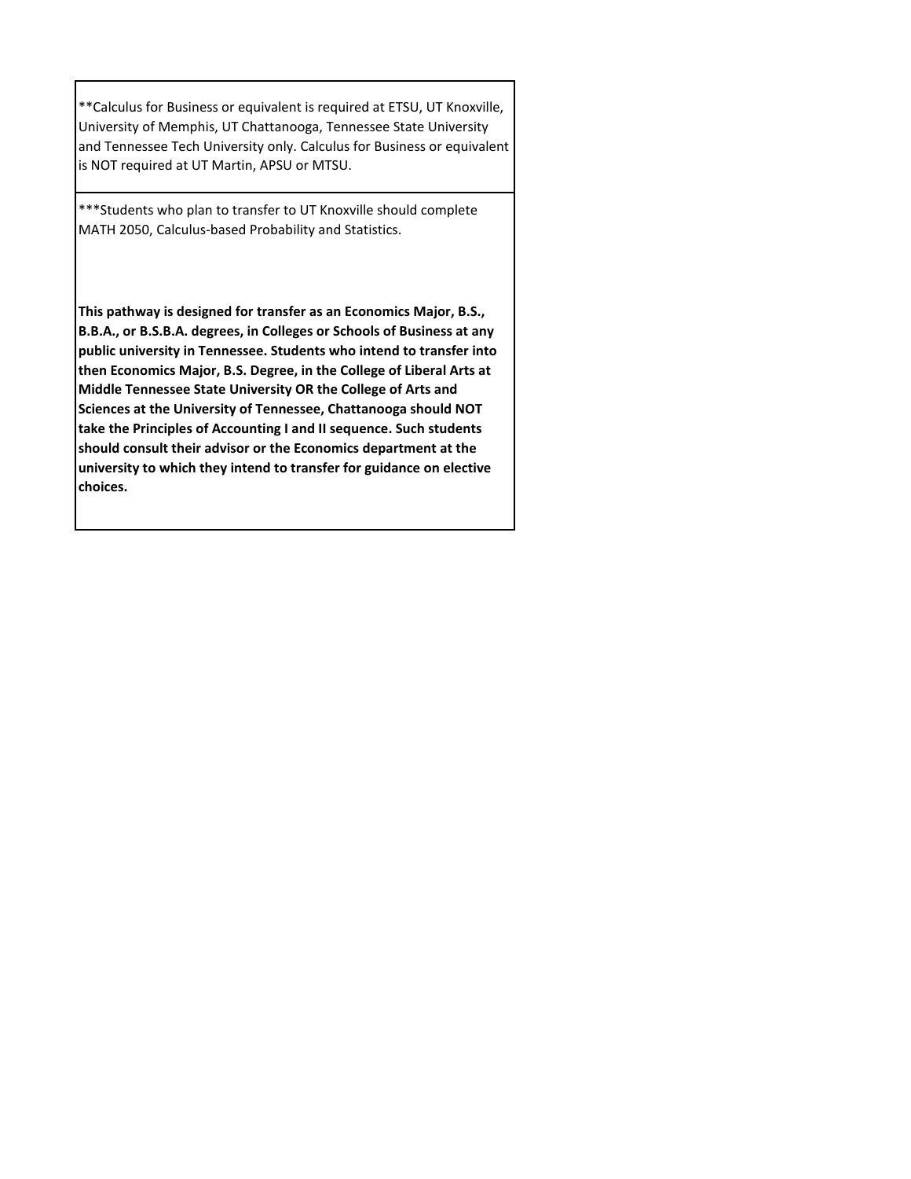**Calculus for Business or equivalent is required at ETSU, UT Knoxville, University of Memphis, UT Chattanooga, Tennessee State University and Tennessee Tech University only. Calculus for Business or equivalent is NOT required at UT Martin, APSU or MTSU.

***Students who plan to transfer to UT Knoxville should complete MATH 2050, Calculus-based Probability and Statistics.

**This pathway is designed for transfer as an Economics Major, B.S., B.B.A., or B.S.B.A. degrees, in Colleges or Schools of Business at any public university in Tennessee. Students who intend to transfer into then Economics Major, B.S. Degree, in the College of Liberal Arts at Middle Tennessee State University OR the College of Arts and Sciences at the University of Tennessee, Chattanooga should NOT take the Principles of Accounting I and II sequence. Such students should consult their advisor or the Economics department at the university to which they intend to transfer for guidance on elective choices.**